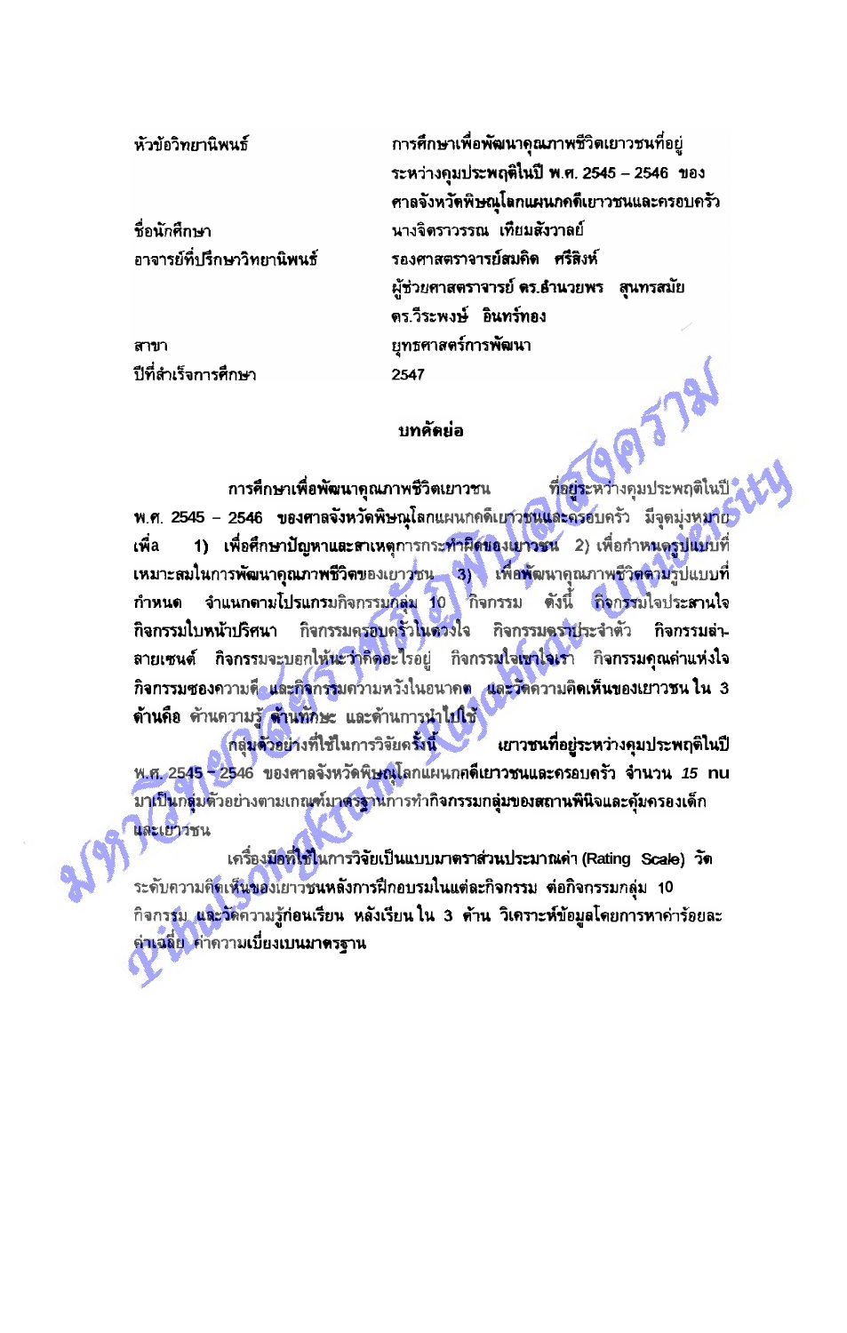| | |
|---|---|
| หัวข้อวิทยานิพนธ์ | การศึกษาเพื่อพัฒนาคุณภาพชีวิตเยาวชนที่อยู่ระหว่างคุมประพฤติในปี พ.ศ. 2545 – 2546 ของศาลจังหวัดพิษณุโลกแผนกคดีเยาวชนและครอบครัว |
| ชื่อนักศึกษา | นางจิตราวรรณ เทียมสังวาลย์ |
| อาจารย์ที่ปรึกษาวิทยานิพนธ์ | รองศาสตราจารย์สมคิด ศรีสิงห์ |
| | ผู้ช่วยศาสตราจารย์ ดร.อำนวยพร สุนทรสมัย |
| | ดร.วีระพงษ์ อินทร์ทอง |
| สาขา | ยุทธศาสตร์การพัฒนา |
| ปีที่สำเร็จการศึกษา | 2547 |

## บทคัดย่อ

การศึกษาเพื่อพัฒนาคุณภาพชีวิตเยาวชน ที่อยู่ระหว่างคุมประพฤติในปี พ.ศ. 2545 – 2546 ของศาลจังหวัดพิษณุโลกแผนกคดีเยาวชนและครอบครัว มีจุดมุ่งหมายเพื่อ 1) เพื่อศึกษาปัญหาและสาเหตุการกระทำผิดของเยาวชน 2) เพื่อกำหนดรูปแบบที่เหมาะสมในการพัฒนาคุณภาพชีวิตของเยาวชน 3) เพื่อพัฒนาคุณภาพชีวิตตามรูปแบบที่กำหนด จำแนกตามโปรแกรมกิจกรรมกลุ่ม 10 กิจกรรม ดังนี้ กิจกรรมใจประสานใจ กิจกรรมใบหน้าปริศนา กิจกรรมครอบครัวในดวงใจ กิจกรรมตราประจำตัว กิจกรรมล่า-ลายเซนต์ กิจกรรมจะบอกให้นะว่าคิดอะไรอยู่ กิจกรรมใจเขาใจเรา กิจกรรมคุณค่าแห่งใจ กิจกรรมซองความดี และกิจกรรมความหวังในอนาคต และวัดความคิดเห็นของเยาวชน ใน 3 ด้านคือ ด้านความรู้ ด้านทักษะ และด้านการนำไปใช้

กลุ่มตัวอย่างที่ใช้ในการวิจัยครั้งนี้ เยาวชนที่อยู่ระหว่างคุมประพฤติในปี พ.ศ. 2545 – 2546 ของศาลจังหวัดพิษณุโลกแผนกคดีเยาวชนและครอบครัว จำนวน 15 คน มาเป็นกลุ่มตัวอย่างตามเกณฑ์มาตรฐานการทำกิจกรรมกลุ่มของสถานพินิจและคุ้มครองเด็กและเยาวชน

เครื่องมือที่ใช้ในการวิจัยเป็นแบบมาตราส่วนประมาณค่า (Rating Scale) วัดระดับความคิดเห็นของเยาวชนหลังการฝึกอบรมในแต่ละกิจกรรม ต่อกิจกรรมกลุ่ม 10 กิจกรรม และวัดความรู้ก่อนเรียน หลังเรียน ใน 3 ด้าน วิเคราะห์ข้อมูลโดยการหาค่าร้อยละ ค่าเฉลี่ย ค่าความเบี่ยงเบนมาตรฐาน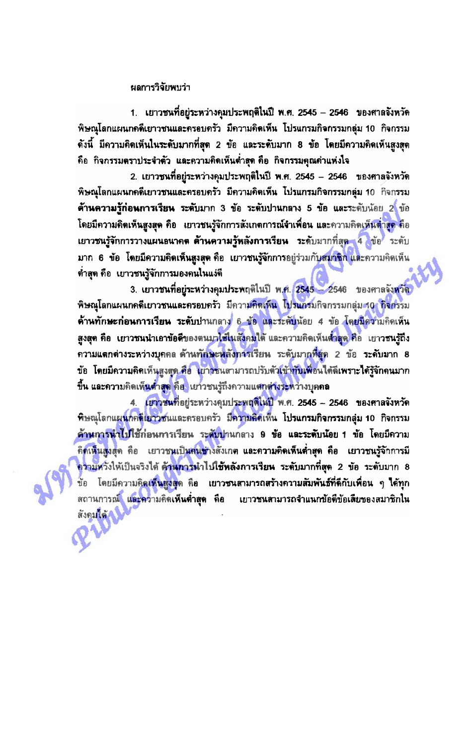ผลการวิจัยพบว่า

1. เยาวชนที่อยู่ระหว่างคุมประพฤติในปี พ.ศ. 2545 – 2546 ของศาลจังหวัดพิษณุโลกแผนกคดีเยาวชนและครอบครัว มีความคิดเห็น โปรแกรมกิจกรรมกลุ่ม 10 กิจกรรม ดังนี้ มีความคิดเห็นในระดับมากที่สุด 2 ข้อ และระดับมาก 8 ข้อ โดยมีความคิดเห็นสูงสุด คือ กิจกรรมตราประจำตัว และความคิดเห็นต่ำสุด คือ กิจกรรมคุณค่าแห่งใจ

2. เยาวชนที่อยู่ระหว่างคุมประพฤติในปี พ.ศ. 2545 – 2546 ของศาลจังหวัดพิษณุโลกแผนกคดีเยาวชนและครอบครัว มีความคิดเห็น โปรแกรมกิจกรรมกลุ่ม 10 กิจกรรม **ด้านความรู้ก่อนการเรียน** ระดับมาก 3 ข้อ ระดับปานกลาง 5 ข้อ และระดับน้อย 2 ข้อ โดยมีความคิดเห็นสูงสุด คือ เยาวชนรู้จักการสังเกตการณ์จำเพื่อน และความคิดเห็นต่ำสุด คือ เยาวชนรู้จักการวางแผนอนาคต **ด้านความรู้หลังการเรียน** ระดับมากที่สุด 4 ข้อ ระดับมาก 6 ข้อ โดยมีความคิดเห็นสูงสุด คือ เยาวชนรู้จักการอยู่ร่วมกับสมาชิก และความคิดเห็นต่ำสุด คือ เยาวชนรู้จักการมองคนในแง่ดี

3. เยาวชนที่อยู่ระหว่างคุมประพฤติในปี พ.ศ. 2545 – 2546 ของศาลจังหวัดพิษณุโลกแผนกคดีเยาวชนและครอบครัว มีความคิดเห็น โปรแกรมกิจกรรมกลุ่ม 10 กิจกรรม **ด้านทักษะก่อนการเรียน** ระดับปานกลาง 6 ข้อ และระดับน้อย 4 ข้อ โดยมีความคิดเห็นสูงสุด คือ เยาวชนนำเอาข้อดีของตนมาใช้ในสังคมได้ และความคิดเห็นต่ำสุด คือ เยาวชนรู้ถึงความแตกต่างระหว่างบุคคล **ด้านทักษะหลังการเรียน** ระดับมากที่สุด 2 ข้อ ระดับมาก 8 ข้อ โดยมีความคิดเห็นสูงสุด คือ เยาวชนสามารถปรับตัวเข้ากับเพื่อนได้ดีเพราะได้รู้จักคนมากขึ้น และความคิดเห็นต่ำสุด คือ เยาวชนรู้ถึงความแตกต่างระหว่างบุคคล

4. เยาวชนที่อยู่ระหว่างคุมประพฤติในปี พ.ศ. 2545 – 2546 ของศาลจังหวัดพิษณุโลกแผนกคดีเยาวชนและครอบครัว มีความคิดเห็น โปรแกรมกิจกรรมกลุ่ม 10 กิจกรรม **ด้านการนำไปใช้ก่อนการเรียน** ระดับปานกลาง 9 ข้อ และระดับน้อย 1 ข้อ โดยมีความคิดเห็นสูงสุด คือ เยาวชนเป็นคนช่างสังเกต และความคิดเห็นต่ำสุด คือ เยาวชนรู้จักการมีความหวังให้เป็นจริงได้ **ด้านการนำไปใช้หลังการเรียน** ระดับมากที่สุด 2 ข้อ ระดับมาก 8 ข้อ โดยมีความคิดเห็นสูงสุด คือ เยาวชนสามารถสร้างความสัมพันธ์ที่ดีกับเพื่อน ๆ ได้ทุกสถานการณ์ และความคิดเห็นต่ำสุด คือ เยาวชนสามารถจำแนกข้อดีข้อเสียของสมาชิกในสังคมได้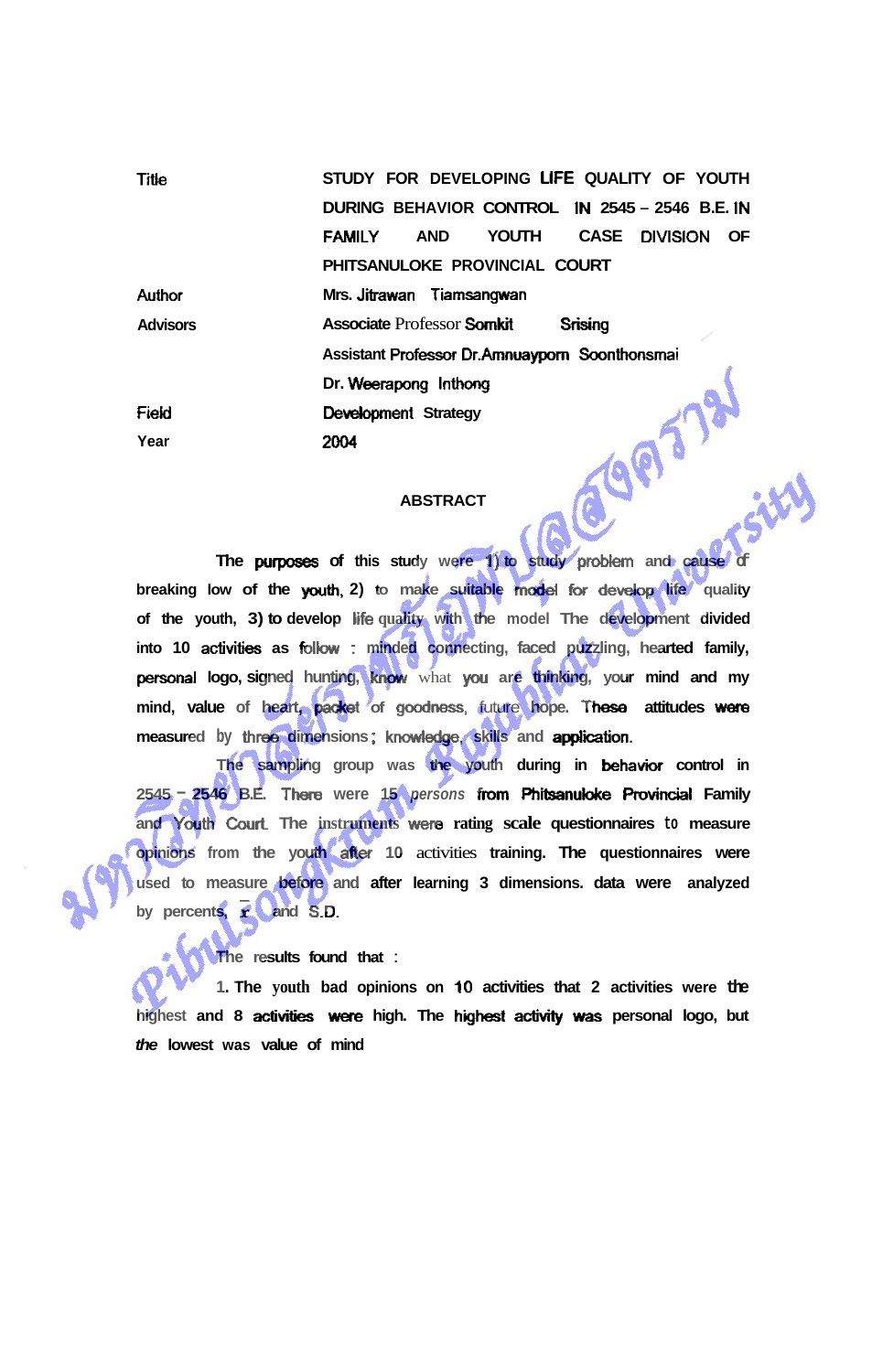| | |
|---|---|
| Title | STUDY FOR DEVELOPING LIFE QUALITY OF YOUTH DURING BEHAVIOR CONTROL IN 2545 – 2546 B.E. IN FAMILY AND YOUTH CASE DIVISION OF PHITSANULOKE PROVINCIAL COURT |
| Author | Mrs. Jitrawan Tiamsangwan |
| Advisors | Associate Professor Somkit Srising |
| | Assistant Professor Dr.Amnuayporn Soonthonsmai |
| | Dr. Weerapong Inthong |
| Field | Development Strategy |
| Year | 2004 |

## ABSTRACT

The purposes of this study were 1) to study problem and cause of breaking low of the youth, 2) to make suitable model for develop life quality of the youth, 3) to develop life quality with the model The development divided into 10 activities as follow : minded connecting, faced puzzling, hearted family, personal logo, signed hunting, know what you are thinking, your mind and my mind, value of heart, packet of goodness, future hope. These attitudes were measured by three dimensions ; knowledge, skills and application.

The sampling group was the youth during in behavior control in 2545 – 2546 B.E. There were 15 persons from Phitsanuloke Provincial Family and Youth Court. The instruments were rating scale questionnaires to measure opinions from the youth after 10 activities training. The questionnaires were used to measure before and after learning 3 dimensions. data were analyzed by percents, $\bar{x}$ and S.D.

The results found that :

1. The youth bad opinions on 10 activities that 2 activities were the highest and 8 activities were high. The highest activity was personal logo, but the lowest was value of mind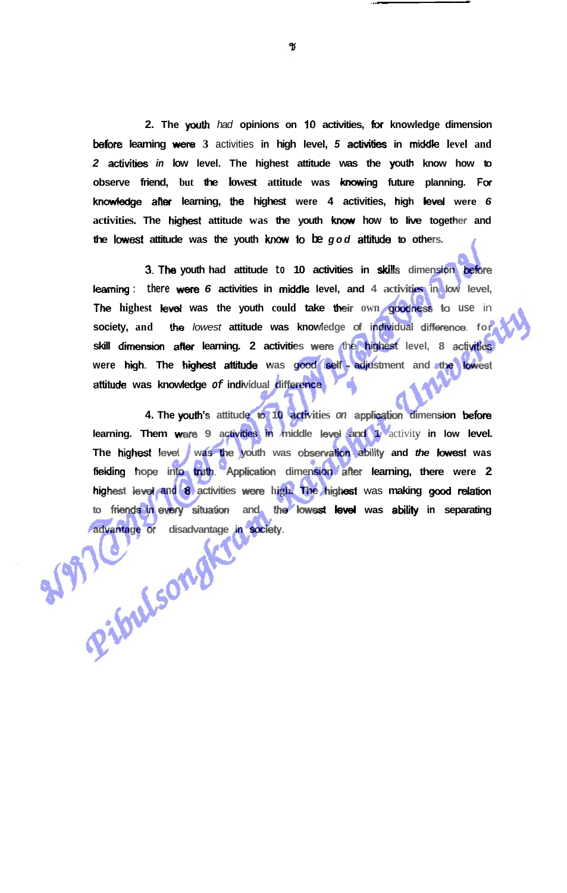2. The youth *had* opinions on 10 activities, for knowledge dimension before learning were 3 activities in high level, *5* activities in middle level and *2* activities *in* low level. The highest attitude was the youth know how to observe friend, but the lowest attitude was knowing future planning. For knowledge after learning, the highest were 4 activities, high level were *6* activities. The highest attitude was the youth know how to live together and the lowest attitude was the youth know to be *god* attitude to others.

3. The youth had attitude to 10 activities in skills dimension before learning : there were *6* activities in middle level, and 4 activities in low level, The highest level was the youth could take their own goodness to use in society, and the *lowest* attitude was knowledge of individual difference. for skill dimension after learning. 2 activities were the highest level, 8 activities were high. The highest attitude was good self - adjustment and the lowest attitude was knowledge *of* individual difference

4. The youth's attitude to 10 activities *on* application dimension before learning. Them were 9 activities in middle level and 1 activity in low level. The highest level was the youth was observation ability and *the* lowest was fielding hope into truth. Application dimension after learning, there were 2 highest level and 8 activities were high. The highest was making good relation to friends in every situation and the lowest level was ability in separating advantage or disadvantage in society.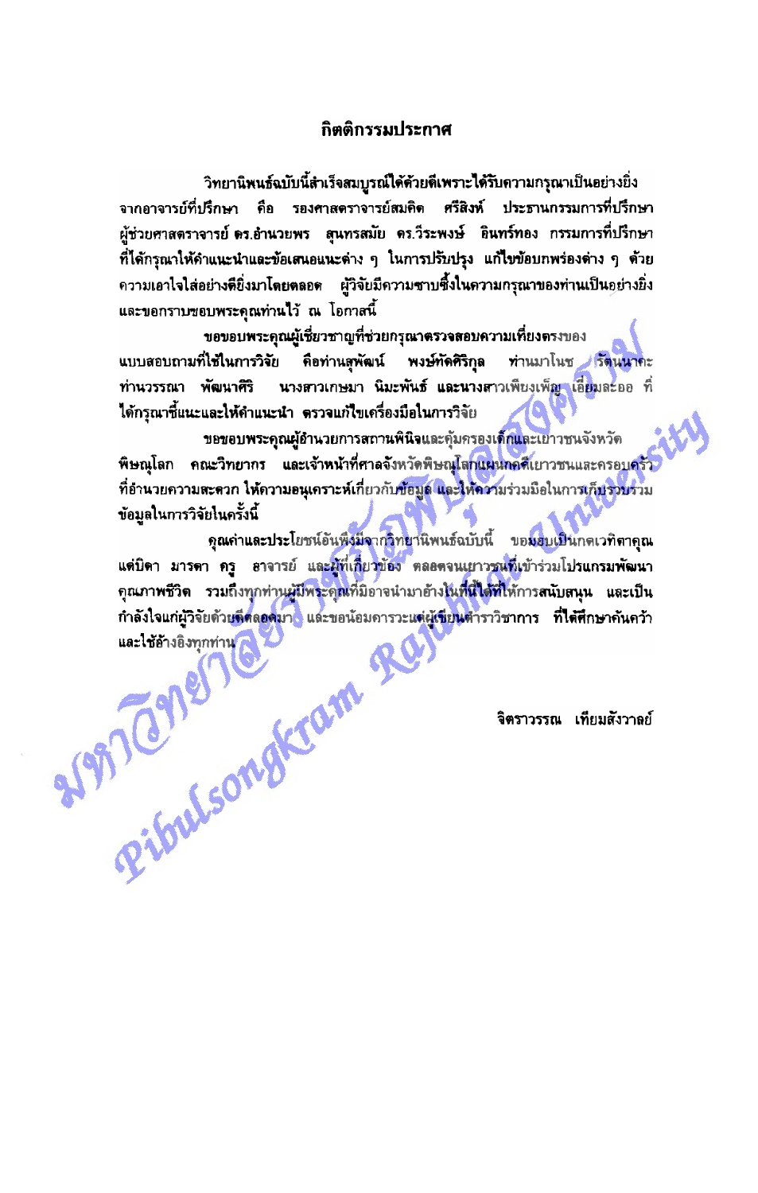# กิตติกรรมประกาศ

วิทยานิพนธ์ฉบับนี้สำเร็จสมบูรณ์ได้ด้วยดีเพราะได้รับความกรุณาเป็นอย่างยิ่งจากอาจารย์ที่ปรึกษา คือ รองศาสตราจารย์สมคิด ศรีสิงห์ ประธานกรรมการที่ปรึกษา ผู้ช่วยศาสตราจารย์ ดร.อำนวยพร สุนทรสมัย ดร.วีระพงษ์ อินทร์ทอง กรรมการที่ปรึกษา ที่ได้กรุณาให้คำแนะนำและข้อเสนอแนะต่าง ๆ ในการปรับปรุง แก้ไขข้อบกพร่องต่าง ๆ ด้วยความเอาใจใส่อย่างดียิ่งมาโดยตลอด ผู้วิจัยมีความซาบซึ้งในความกรุณาของท่านเป็นอย่างยิ่ง และขอกราบขอบพระคุณท่านไว้ ณ โอกาสนี้

ขอขอบพระคุณผู้เชี่ยวชาญที่ช่วยกรุณาตรวจสอบความเที่ยงตรงของแบบสอบถามที่ใช้ในการวิจัย คือท่านสุพัฒน์ พงษ์ทัศศิริกุล ท่านมาโนช รัตนนาคะ ท่านวรรณา พัฒนาศิริ นางสาวเกษมา นิมะพันธ์ และนางสาวเพียงเพ็ญ เอี่ยมละออ ที่ได้กรุณาชี้แนะและให้คำแนะนำ ตรวจแก้ไขเครื่องมือในการวิจัย

ขอขอบพระคุณผู้อำนวยการสถานพินิจและคุ้มครองเด็กและเยาวชนจังหวัดพิษณุโลก คณะวิทยากร และเจ้าหน้าที่ศาลจังหวัดพิษณุโลกแผนกคดีเยาวชนและครอบครัว ที่อำนวยความสะดวก ให้ความอนุเคราะห์เกี่ยวกับข้อมูล และให้ความร่วมมือในการเก็บรวบรวมข้อมูลในการวิจัยในครั้งนี้

คุณค่าและประโยชน์อันพึงมีจากวิทยานิพนธ์ฉบับนี้ ขอมอบเป็นกตเวทิตาคุณแด่บิดา มารดา ครู อาจารย์ และผู้เกี่ยวข้อง ตลอดจนเยาวชนที่เข้าร่วมโปรแกรมพัฒนาคุณภาพชีวิต รวมถึงทุกท่านผู้มีพระคุณที่มิอาจนำมาอ้างในที่นี้ได้ที่ให้การสนับสนุน และเป็นกำลังใจแก่ผู้วิจัยด้วยดีตลอดมา และขอน้อมคารวะแด่ผู้เขียนตำราวิชาการ ที่ได้ศึกษาค้นคว้าและใช้อ้างอิงทุกท่าน

จิตราวรรณ เทียมสังวาลย์